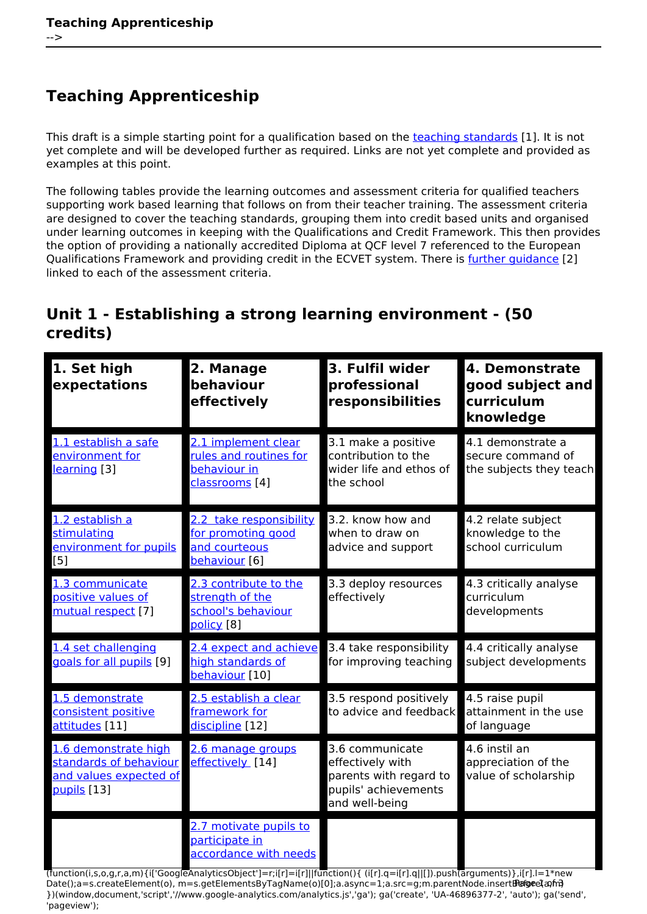# Teaching Apprenticeship

This draft is a simple starting point for a qualification based on the teaching standards [1]. It is not yet complete and will be developed further as required. Links are not yet complete and provided as examples at this point.

The following tables provide the learning outcomes and assessment criteria for qualified teachers supporting work based learning that follows on from their teacher training. The assessment criteria are designed to cover the teaching standards, grouping them into credit based units and organised under learning outcomes in keeping with the Qualifications and Credit Framework. This then provides the option of providing a nationally accredited Diploma at QCF level 7 referenced to the European Qualifications Framework and providing credit in the ECVET system. There is further guidance [2] linked to each of the assessment criteria.

## Unit 1 - Establishing a strong learning environment - (50 credits)

| 1. Set high expectations | 2. Manage behaviour effectively | 3. Fulfil wider professional responsibilities | 4. Demonstrate good subject and curriculum knowledge |
|---|---|---|---|
| 1.1 establish a safe environment for learning [3] | 2.1 implement clear rules and routines for behaviour in classrooms [4] | 3.1 make a positive contribution to the wider life and ethos of the school | 4.1 demonstrate a secure command of the subjects they teach |
| 1.2 establish a stimulating environment for pupils [5] | 2.2 take responsibility for promoting good and courteous behaviour [6] | 3.2. know how and when to draw on advice and support | 4.2 relate subject knowledge to the school curriculum |
| 1.3 communicate positive values of mutual respect [7] | 2.3 contribute to the strength of the school's behaviour policy [8] | 3.3 deploy resources effectively | 4.3 critically analyse curriculum developments |
| 1.4 set challenging goals for all pupils [9] | 2.4 expect and achieve high standards of behaviour [10] | 3.4 take responsibility for improving teaching | 4.4 critically analyse subject developments |
| 1.5 demonstrate consistent positive attitudes [11] | 2.5 establish a clear framework for discipline [12] | 3.5 respond positively to advice and feedback | 4.5 raise pupil attainment in the use of language |
| 1.6 demonstrate high standards of behaviour and values expected of pupils [13] | 2.6 manage groups effectively [14] | 3.6 communicate effectively with parents with regard to pupils' achievements and well-being | 4.6 instil an appreciation of the value of scholarship |
| | 2.7 motivate pupils to participate in accordance with needs | | |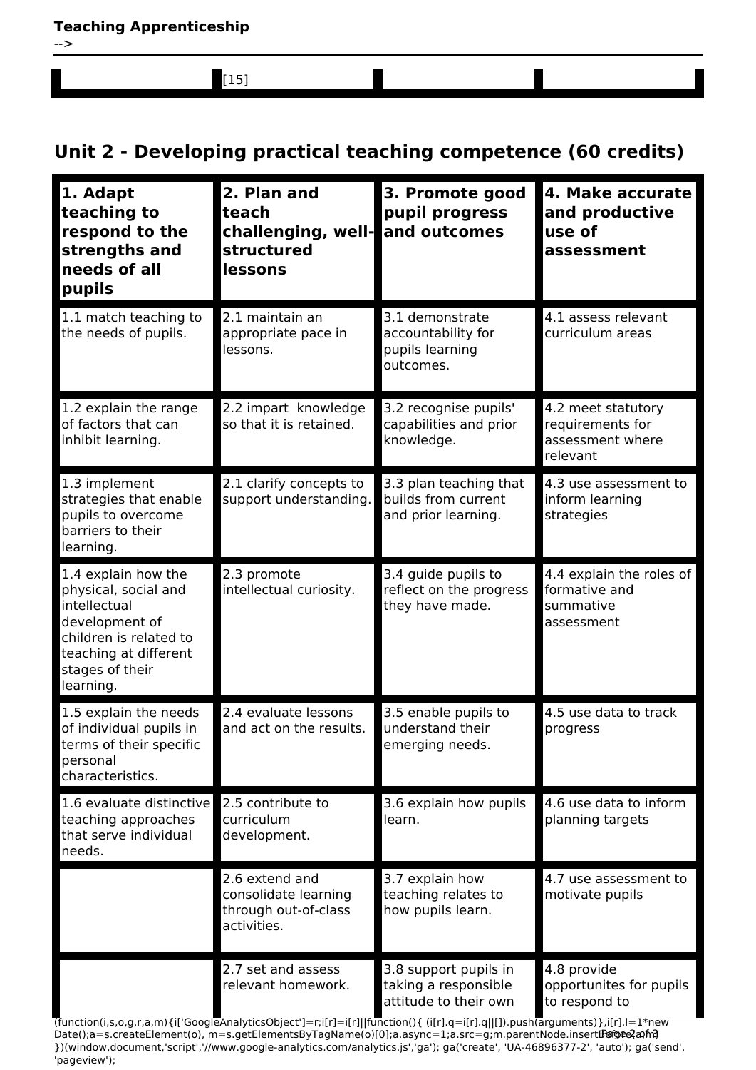| | [15] | | |
|---|---|---|---|

## Unit 2 - Developing practical teaching competence (60 credits)

| 1. Adapt teaching to respond to the strengths and needs of all pupils | 2. Plan and teach challenging, well-structured lessons | 3. Promote good pupil progress and outcomes | 4. Make accurate and productive use of assessment |
|---|---|---|---|
| 1.1 match teaching to the needs of pupils. | 2.1 maintain an appropriate pace in lessons. | 3.1 demonstrate accountability for pupils learning outcomes. | 4.1 assess relevant curriculum areas |
| 1.2 explain the range of factors that can inhibit learning. | 2.2 impart knowledge so that it is retained. | 3.2 recognise pupils' capabilities and prior knowledge. | 4.2 meet statutory requirements for assessment where relevant |
| 1.3 implement strategies that enable pupils to overcome barriers to their learning. | 2.1 clarify concepts to support understanding. | 3.3 plan teaching that builds from current and prior learning. | 4.3 use assessment to inform learning strategies |
| 1.4 explain how the physical, social and intellectual development of children is related to teaching at different stages of their learning. | 2.3 promote intellectual curiosity. | 3.4 guide pupils to reflect on the progress they have made. | 4.4 explain the roles of formative and summative assessment |
| 1.5 explain the needs of individual pupils in terms of their specific personal characteristics. | 2.4 evaluate lessons and act on the results. | 3.5 enable pupils to understand their emerging needs. | 4.5 use data to track progress |
| 1.6 evaluate distinctive teaching approaches that serve individual needs. | 2.5 contribute to curriculum development. | 3.6 explain how pupils learn. | 4.6 use data to inform planning targets |
| | 2.6 extend and consolidate learning through out-of-class activities. | 3.7 explain how teaching relates to how pupils learn. | 4.7 use assessment to motivate pupils |
| | 2.7 set and assess relevant homework. | 3.8 support pupils in taking a responsible attitude to their own | 4.8 provide opportunites for pupils to respond to |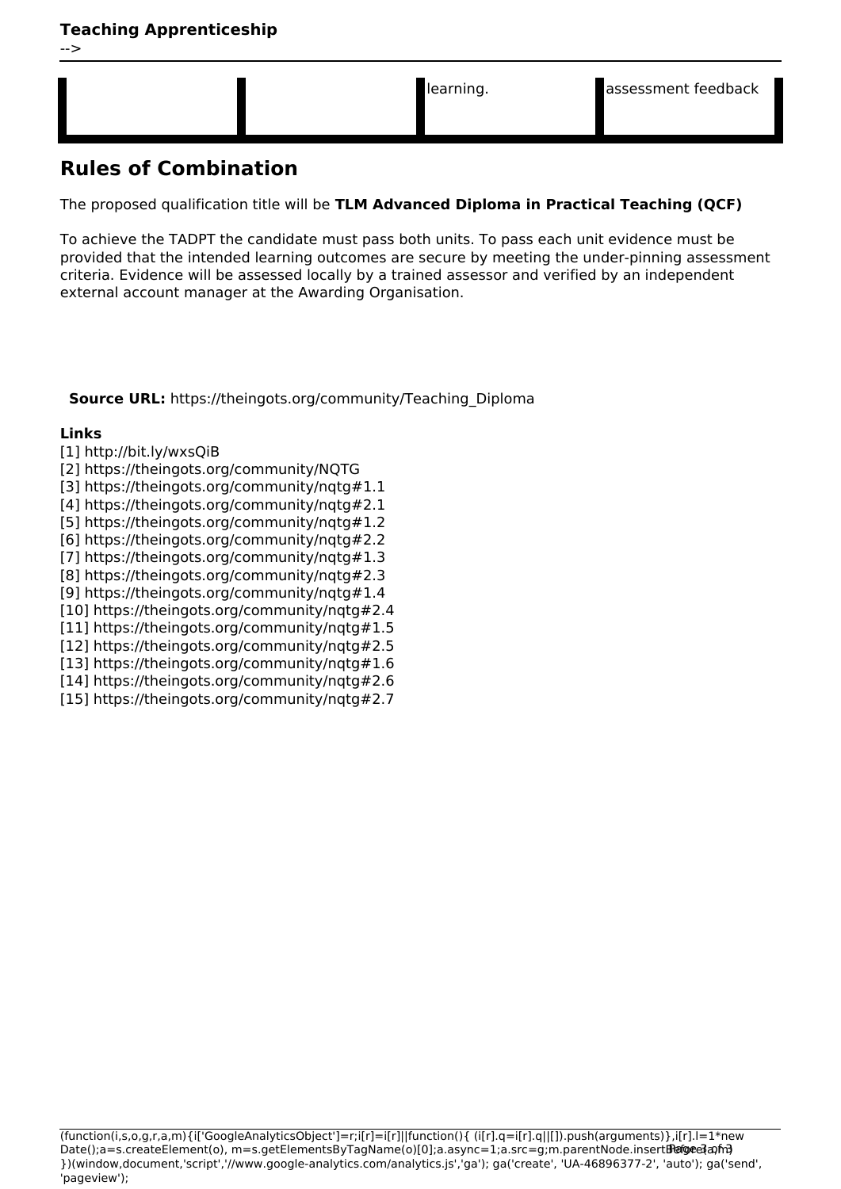| | | | |
|---|---|---|---|
| | | learning. | assessment feedback |

## Rules of Combination

The proposed qualification title will be **TLM Advanced Diploma in Practical Teaching (QCF)**

To achieve the TADPT the candidate must pass both units. To pass each unit evidence must be provided that the intended learning outcomes are secure by meeting the under-pinning assessment criteria. Evidence will be assessed locally by a trained assessor and verified by an independent external account manager at the Awarding Organisation.

**Source URL:** https://theingots.org/community/Teaching_Diploma

**Links**
[1] http://bit.ly/wxsQiB
[2] https://theingots.org/community/NQTG
[3] https://theingots.org/community/nqtg#1.1
[4] https://theingots.org/community/nqtg#2.1
[5] https://theingots.org/community/nqtg#1.2
[6] https://theingots.org/community/nqtg#2.2
[7] https://theingots.org/community/nqtg#1.3
[8] https://theingots.org/community/nqtg#2.3
[9] https://theingots.org/community/nqtg#1.4
[10] https://theingots.org/community/nqtg#2.4
[11] https://theingots.org/community/nqtg#1.5
[12] https://theingots.org/community/nqtg#2.5
[13] https://theingots.org/community/nqtg#1.6
[14] https://theingots.org/community/nqtg#2.6
[15] https://theingots.org/community/nqtg#2.7